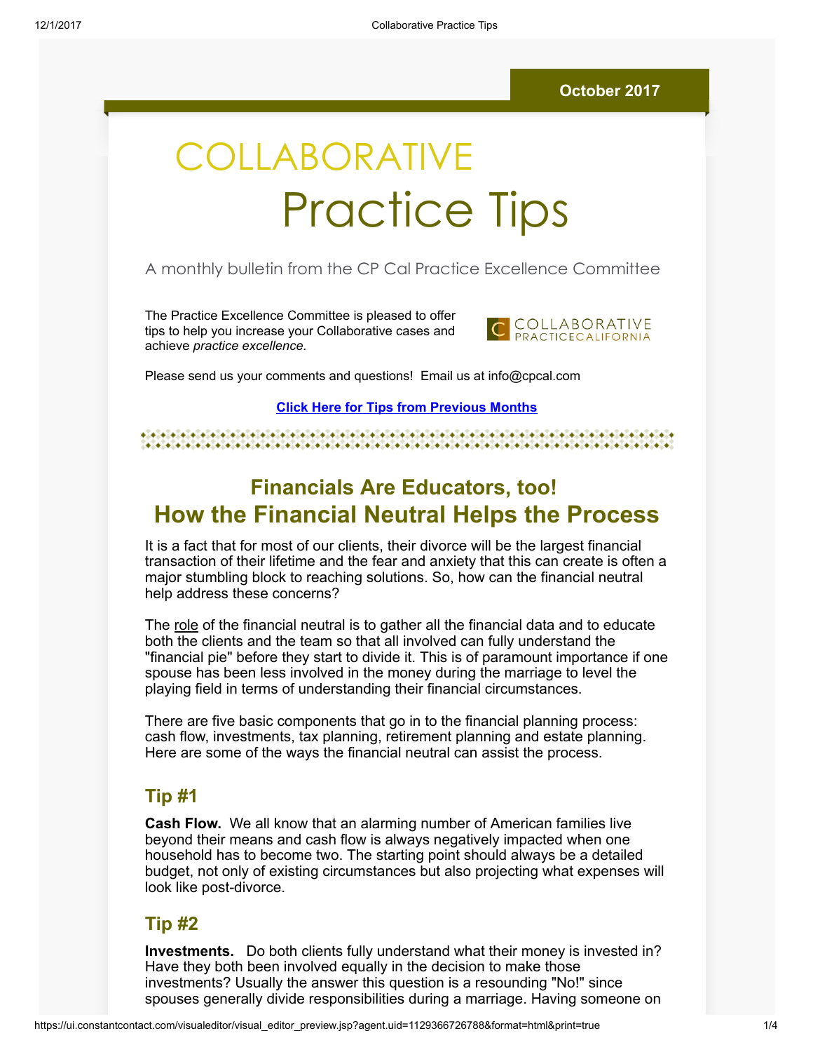October 2017

# COLLABORATIVE Practice Tips

A monthly bulletin from the CP Cal Practice Excellence Committee

The Practice Excellence Committee is pleased to offer tips to help you increase your Collaborative cases and achieve *practice excellence.*

COLLABORATIVE PRACTICECALIFORNIA

Please send us your comments and questions! Email us at info@cpcal.com

**Click Here for Tips from Previous Months**

## Financials Are Educators, too! How the Financial Neutral Helps the Process

It is a fact that for most of our clients, their divorce will be the largest financial transaction of their lifetime and the fear and anxiety that this can create is often a major stumbling block to reaching solutions. So, how can the financial neutral help address these concerns?

The role of the financial neutral is to gather all the financial data and to educate both the clients and the team so that all involved can fully understand the "financial pie" before they start to divide it. This is of paramount importance if one spouse has been less involved in the money during the marriage to level the playing field in terms of understanding their financial circumstances.

There are five basic components that go in to the financial planning process: cash flow, investments, tax planning, retirement planning and estate planning. Here are some of the ways the financial neutral can assist the process.

### Tip #1

**Cash Flow.** We all know that an alarming number of American families live beyond their means and cash flow is always negatively impacted when one household has to become two. The starting point should always be a detailed budget, not only of existing circumstances but also projecting what expenses will look like post-divorce.

### Tip #2

**Investments.** Do both clients fully understand what their money is invested in? Have they both been involved equally in the decision to make those investments? Usually the answer this question is a resounding "No!" since spouses generally divide responsibilities during a marriage. Having someone on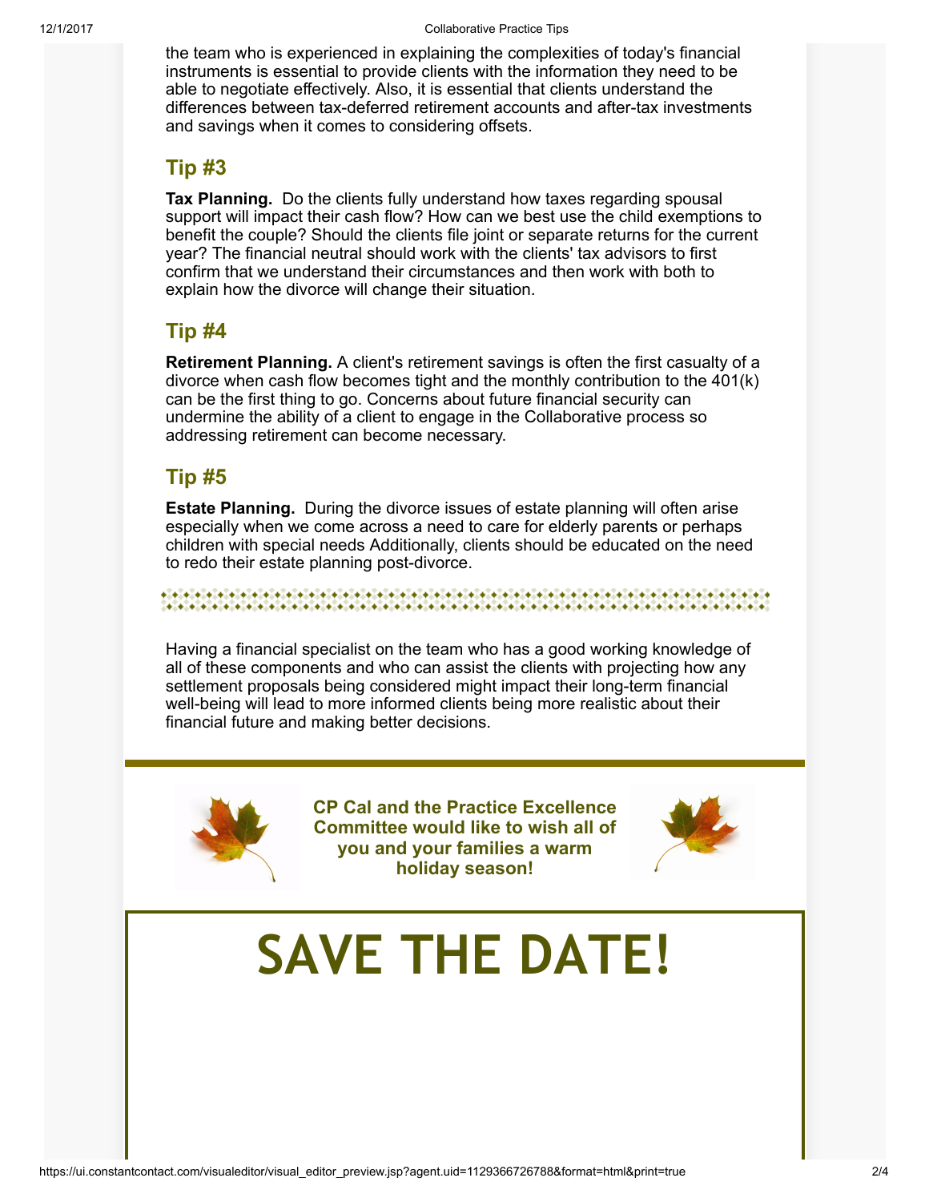the team who is experienced in explaining the complexities of today's financial instruments is essential to provide clients with the information they need to be able to negotiate effectively. Also, it is essential that clients understand the differences between tax-deferred retirement accounts and after-tax investments and savings when it comes to considering offsets.

## Tip #3

**Tax Planning.** Do the clients fully understand how taxes regarding spousal support will impact their cash flow? How can we best use the child exemptions to benefit the couple? Should the clients file joint or separate returns for the current year? The financial neutral should work with the clients' tax advisors to first confirm that we understand their circumstances and then work with both to explain how the divorce will change their situation.

## Tip #4

**Retirement Planning.** A client's retirement savings is often the first casualty of a divorce when cash flow becomes tight and the monthly contribution to the 401(k) can be the first thing to go. Concerns about future financial security can undermine the ability of a client to engage in the Collaborative process so addressing retirement can become necessary.

## Tip #5

**Estate Planning.** During the divorce issues of estate planning will often arise especially when we come across a need to care for elderly parents or perhaps children with special needs Additionally, clients should be educated on the need to redo their estate planning post-divorce.

---

Having a financial specialist on the team who has a good working knowledge of all of these components and who can assist the clients with projecting how any settlement proposals being considered might impact their long-term financial well-being will lead to more informed clients being more realistic about their financial future and making better decisions.

**CP Cal and the Practice Excellence Committee would like to wish all of you and your families a warm holiday season!**

# SAVE THE DATE!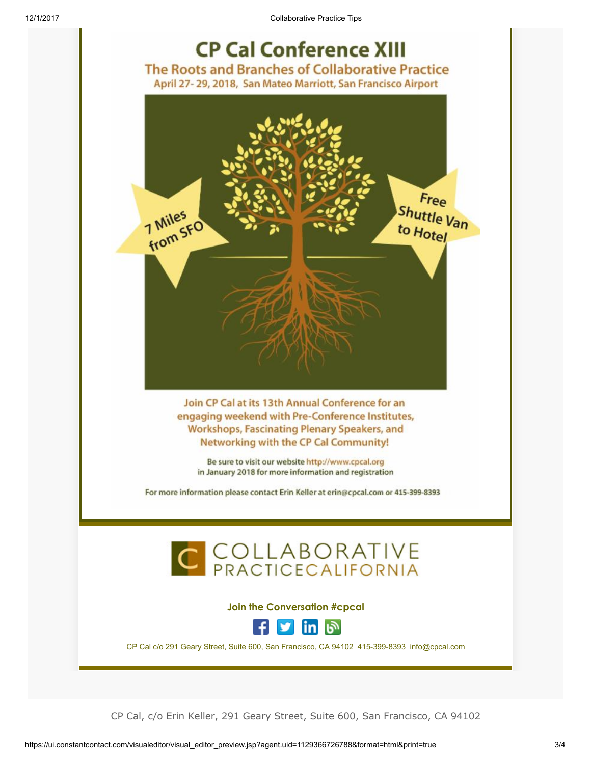# CP Cal Conference XIII

## The Roots and Branches of Collaborative Practice

April 27- 29, 2018, San Mateo Marriott, San Francisco Airport

7 Miles from SFO

Free Shuttle Van to Hotel

**Join CP Cal at its 13th Annual Conference for an engaging weekend with Pre-Conference Institutes, Workshops, Fascinating Plenary Speakers, and Networking with the CP Cal Community!**

Be sure to visit our website http://www.cpcal.org in January 2018 for more information and registration

For more information please contact Erin Keller at erin@cpcal.com or 415-399-8393

COLLABORATIVE PRACTICECALIFORNIA

**Join the Conversation #cpcal**

CP Cal c/o 291 Geary Street, Suite 600, San Francisco, CA 94102 415-399-8393 info@cpcal.com

CP Cal, c/o Erin Keller, 291 Geary Street, Suite 600, San Francisco, CA 94102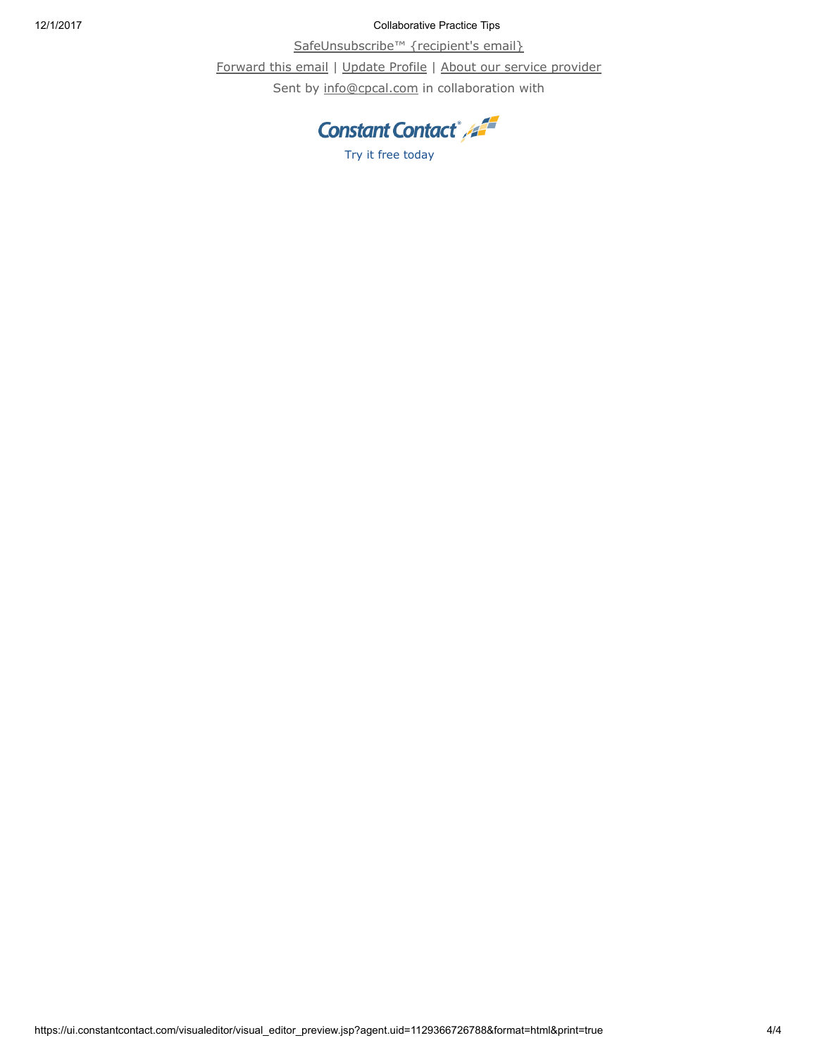SafeUnsubscribe™ {recipient's email}

Forward this email | Update Profile | About our service provider

Sent by info@cpcal.com in collaboration with

Constant Contact

Try it free today